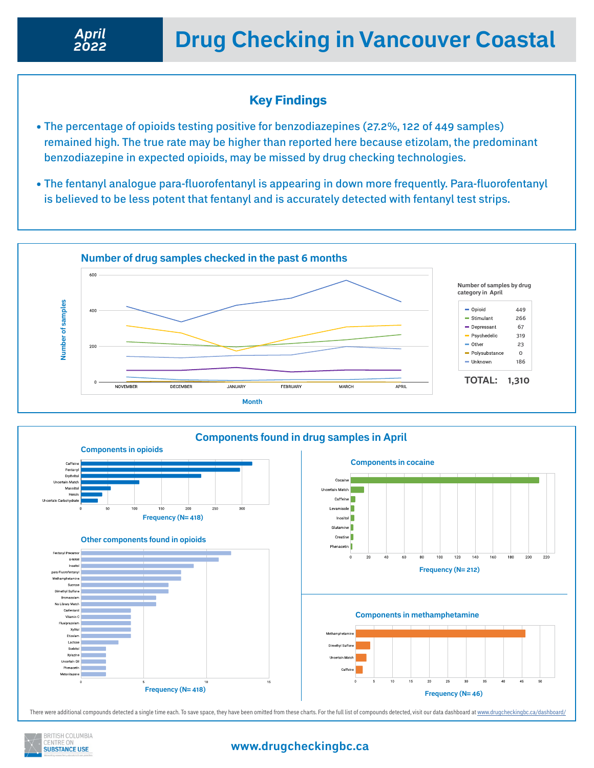# April 2022 — Drug Checking in Vancouver Coastal

## Key Findings

- The percentage of opioids testing positive for benzodiazepines (27.2%, 122 of 449 samples) remained high. The true rate may be higher than reported here because etizolam, the predominant benzodiazepine in expected opioids, may be missed by drug checking technologies.
- The fentanyl analogue para-fluorofentanyl is appearing in down more frequently. Para-fluorofentanyl is believed to be less potent that fentanyl and is accurately detected with fentanyl test strips.

## Number of drug samples checked in the past 6 months

Number of samples by drug category in April

| Category | Count |
|---|---|
| Opioid | 449 |
| Stimulant | 266 |
| Depressant | 67 |
| Psychedelic | 319 |
| Other | 23 |
| Polysubstance | 0 |
| Unknown | 186 |
| **TOTAL:** | **1,310** |

## Components found in drug samples in April

### Components in opioids

Frequency (N= 418): Caffeine, Fentanyl, Erythritol, Uncertain Match, Mannitol, Heroin, Uncertain Carbohydrate

### Other components found in opioids

Frequency (N= 418): Fentanyl Precursor, 6-MAM, Inositol, para-Fluorofentanyl, Methamphetamine, Sucrose, Dimethyl Sulfone, Bromazolam, No Library Match, Carfentanil, Vitamin C, Flualprazolam, Xylitol, Etizolam, Lactose, Sorbitol, Xylazine, Uncertain Oil, Phenacetin, Metonitazene

### Components in cocaine

Frequency (N= 212): Cocaine, Uncertain Match, Caffeine, Levamisole, Inositol, Glutamine, Creatine, Phenacetin

### Components in methamphetamine

Frequency (N= 46): Methamphetamine, Dimethyl Sulfone, Uncertain Match, Caffeine

There were additional compounds detected a single time each. To save space, they have been omitted from these charts. For the full list of compounds detected, visit our data dashboard at www.drugcheckingbc.ca/dashboard/

British Columbia Centre on Substance Use

www.drugcheckingbc.ca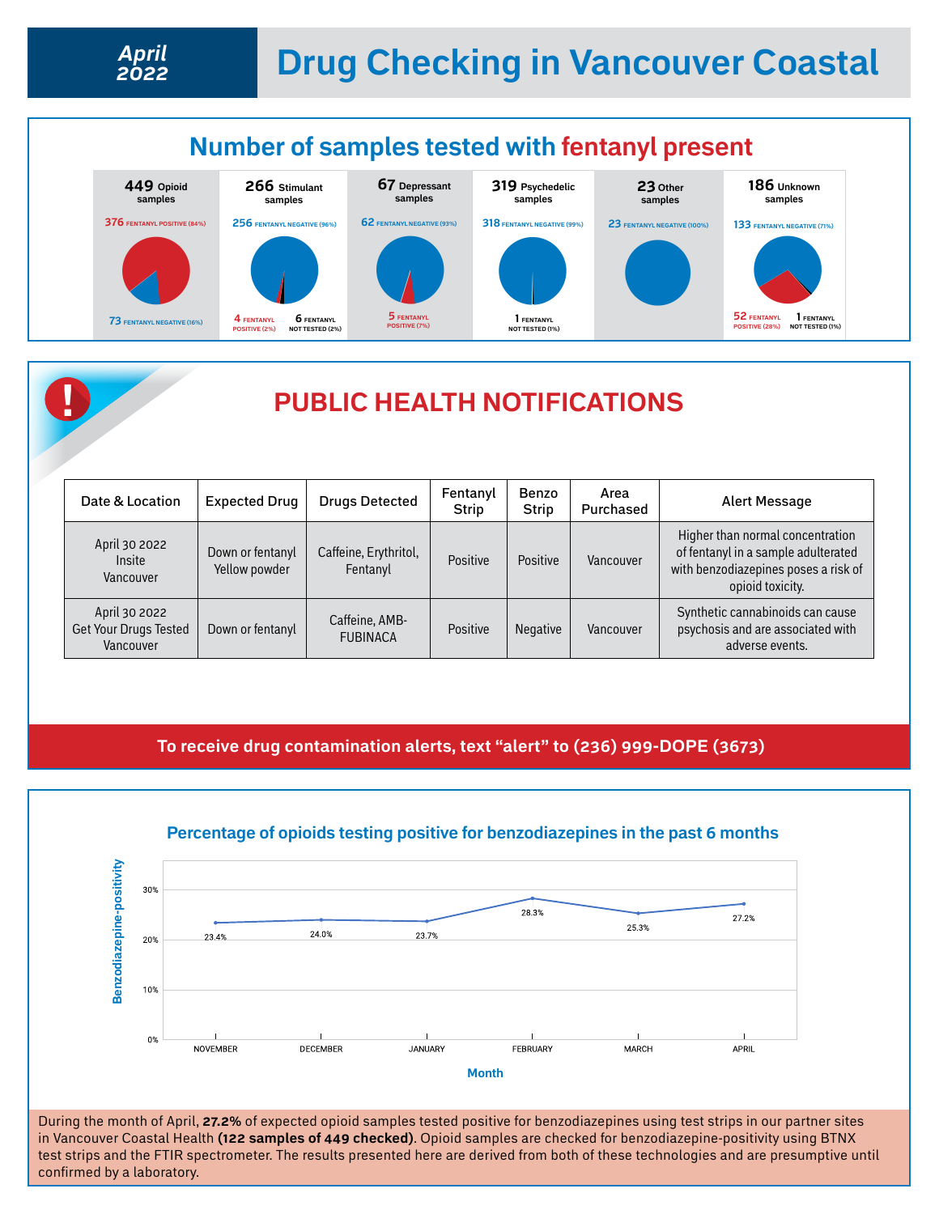# April 2022 — Drug Checking in Vancouver Coastal

## Number of samples tested with fentanyl present

**449** Opioid samples
- 376 FENTANYL POSITIVE (84%)
- 73 FENTANYL NEGATIVE (16%)

**266** Stimulant samples
- 256 FENTANYL NEGATIVE (96%)
- 4 FENTANYL POSITIVE (2%)
- 6 FENTANYL NOT TESTED (2%)

**67** Depressant samples
- 62 FENTANYL NEGATIVE (93%)
- 5 FENTANYL POSITIVE (7%)

**319** Psychedelic samples
- 318 FENTANYL NEGATIVE (99%)
- 1 FENTANYL NOT TESTED (1%)

**23** Other samples
- 23 FENTANYL NEGATIVE (100%)

**186** Unknown samples
- 133 FENTANYL NEGATIVE (71%)
- 52 FENTANYL POSITIVE (28%)
- 1 FENTANYL NOT TESTED (1%)

## PUBLIC HEALTH NOTIFICATIONS

| Date & Location | Expected Drug | Drugs Detected | Fentanyl Strip | Benzo Strip | Area Purchased | Alert Message |
|---|---|---|---|---|---|---|
| April 30 2022 Insite Vancouver | Down or fentanyl Yellow powder | Caffeine, Erythritol, Fentanyl | Positive | Positive | Vancouver | Higher than normal concentration of fentanyl in a sample adulterated with benzodiazepines poses a risk of opioid toxicity. |
| April 30 2022 Get Your Drugs Tested Vancouver | Down or fentanyl | Caffeine, AMB-FUBINACA | Positive | Negative | Vancouver | Synthetic cannabinoids can cause psychosis and are associated with adverse events. |

**To receive drug contamination alerts, text "alert" to (236) 999-DOPE (3673)**

## Percentage of opioids testing positive for benzodiazepines in the past 6 months

| Month | Benzodiazepine-positivity |
|---|---|
| NOVEMBER | 23.4% |
| DECEMBER | 24.0% |
| JANUARY | 23.7% |
| FEBRUARY | 28.3% |
| MARCH | 25.3% |
| APRIL | 27.2% |

During the month of April, **27.2%** of expected opioid samples tested positive for benzodiazepines using test strips in our partner sites in Vancouver Coastal Health **(122 samples of 449 checked)**. Opioid samples are checked for benzodiazepine-positivity using BTNX test strips and the FTIR spectrometer. The results presented here are derived from both of these technologies and are presumptive until confirmed by a laboratory.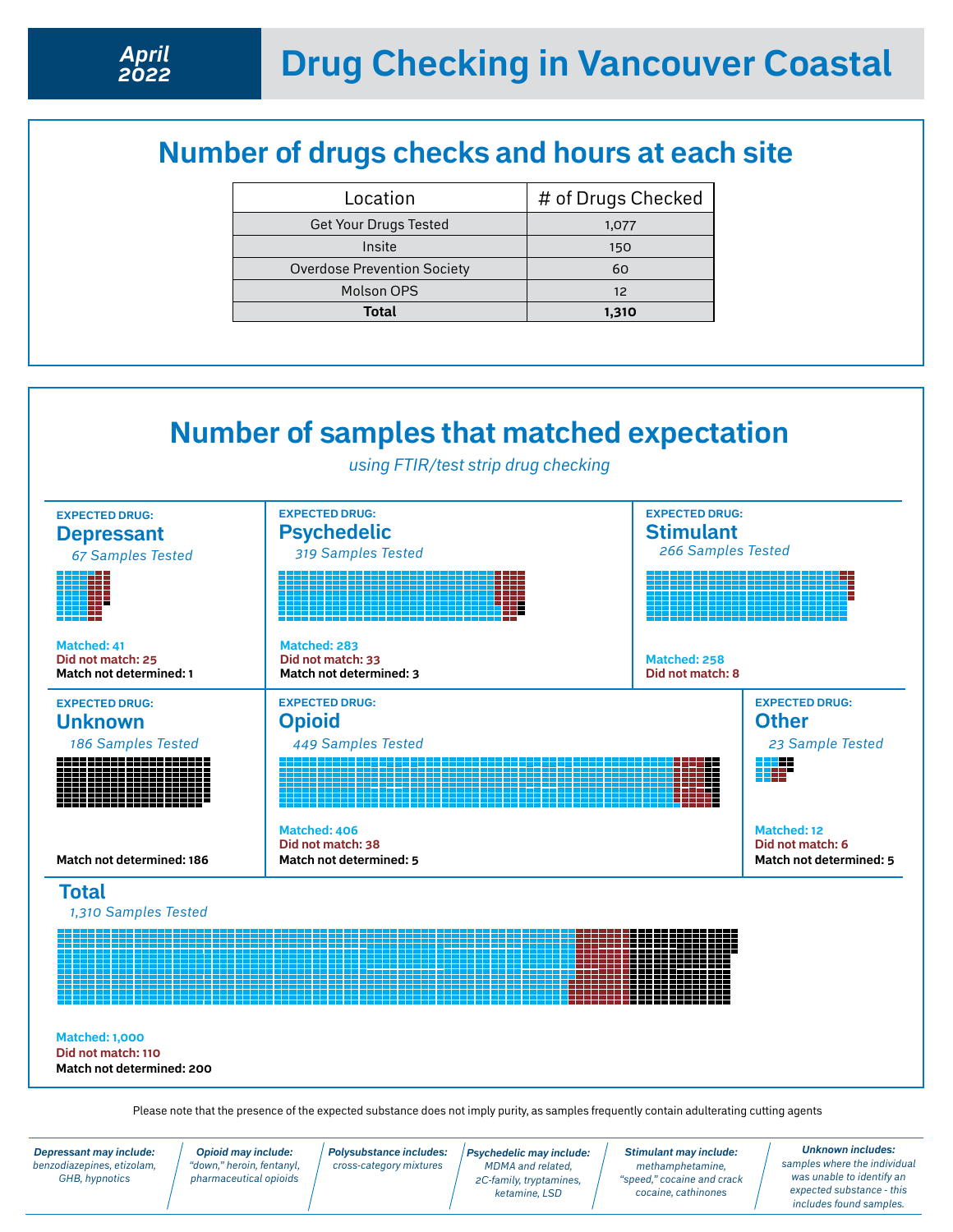# April 2022 Drug Checking in Vancouver Coastal

## Number of drugs checks and hours at each site

| Location | # of Drugs Checked |
|---|---|
| Get Your Drugs Tested | 1,077 |
| Insite | 150 |
| Overdose Prevention Society | 60 |
| Molson OPS | 12 |
| **Total** | **1,310** |

## Number of samples that matched expectation

*using FTIR/test strip drug checking*

**EXPECTED DRUG:**
### Depressant
*67 Samples Tested*

**Matched: 41**
**Did not match: 25**
**Match not determined: 1**

**EXPECTED DRUG:**
### Psychedelic
*319 Samples Tested*

**Matched: 283**
**Did not match: 33**
**Match not determined: 3**

**EXPECTED DRUG:**
### Stimulant
*266 Samples Tested*

**Matched: 258**
**Did not match: 8**

**EXPECTED DRUG:**
### Unknown
*186 Samples Tested*

**Match not determined: 186**

**EXPECTED DRUG:**
### Opioid
*449 Samples Tested*

**Matched: 406**
**Did not match: 38**
**Match not determined: 5**

**EXPECTED DRUG:**
### Other
*23 Sample Tested*

**Matched: 12**
**Did not match: 6**
**Match not determined: 5**

### Total
*1,310 Samples Tested*

**Matched: 1,000**
**Did not match: 110**
**Match not determined: 200**

Please note that the presence of the expected substance does not imply purity, as samples frequently contain adulterating cutting agents

***Depressant may include:*** *benzodiazepines, etizolam, GHB, hypnotics*

***Opioid may include:*** *"down," heroin, fentanyl, pharmaceutical opioids*

***Polysubstance includes:*** *cross-category mixtures*

***Psychedelic may include:*** *MDMA and related, 2C-family, tryptamines, ketamine, LSD*

***Stimulant may include:*** *methamphetamine, "speed," cocaine and crack cocaine, cathinones*

***Unknown includes:*** *samples where the individual was unable to identify an expected substance - this includes found samples.*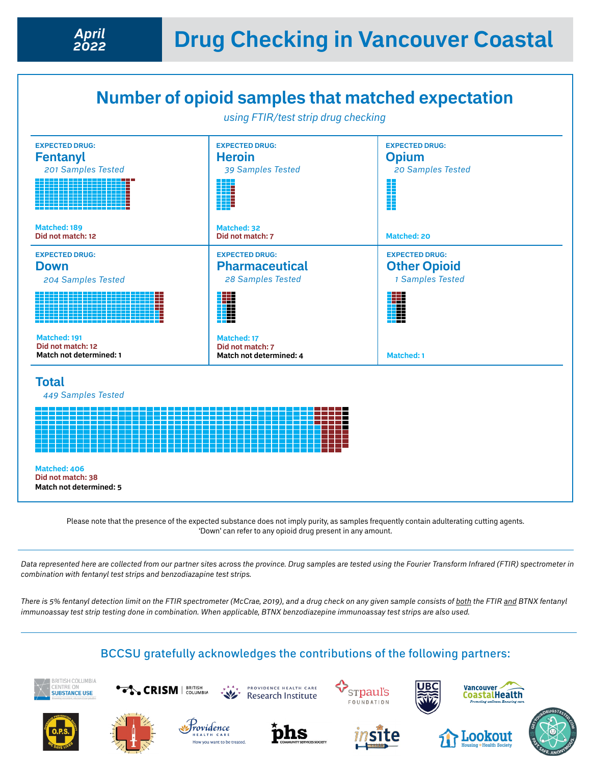April 2022

# Drug Checking in Vancouver Coastal

## Number of opioid samples that matched expectation

*using FTIR/test strip drug checking*

EXPECTED DRUG:
### Fentanyl
*201 Samples Tested*

Matched: 189
Did not match: 12

EXPECTED DRUG:
### Heroin
*39 Samples Tested*

Matched: 32
Did not match: 7

EXPECTED DRUG:
### Opium
*20 Samples Tested*

Matched: 20

EXPECTED DRUG:
### Down
*204 Samples Tested*

Matched: 191
Did not match: 12
Match not determined: 1

EXPECTED DRUG:
### Pharmaceutical
*28 Samples Tested*

Matched: 17
Did not match: 7
Match not determined: 4

EXPECTED DRUG:
### Other Opioid
*1 Samples Tested*

Matched: 1

### Total
*449 Samples Tested*

Matched: 406
Did not match: 38
Match not determined: 5

Please note that the presence of the expected substance does not imply purity, as samples frequently contain adulterating cutting agents. 'Down' can refer to any opioid drug present in any amount.

*Data represented here are collected from our partner sites across the province. Drug samples are tested using the Fourier Transform Infrared (FTIR) spectrometer in combination with fentanyl test strips and benzodiazapine test strips.*

*There is 5% fentanyl detection limit on the FTIR spectrometer (McCrae, 2019), and a drug check on any given sample consists of both the FTIR and BTNX fentanyl immunoassay test strip testing done in combination. When applicable, BTNX benzodiazepine immunoassay test strips are also used.*

BCCSU gratefully acknowledges the contributions of the following partners: